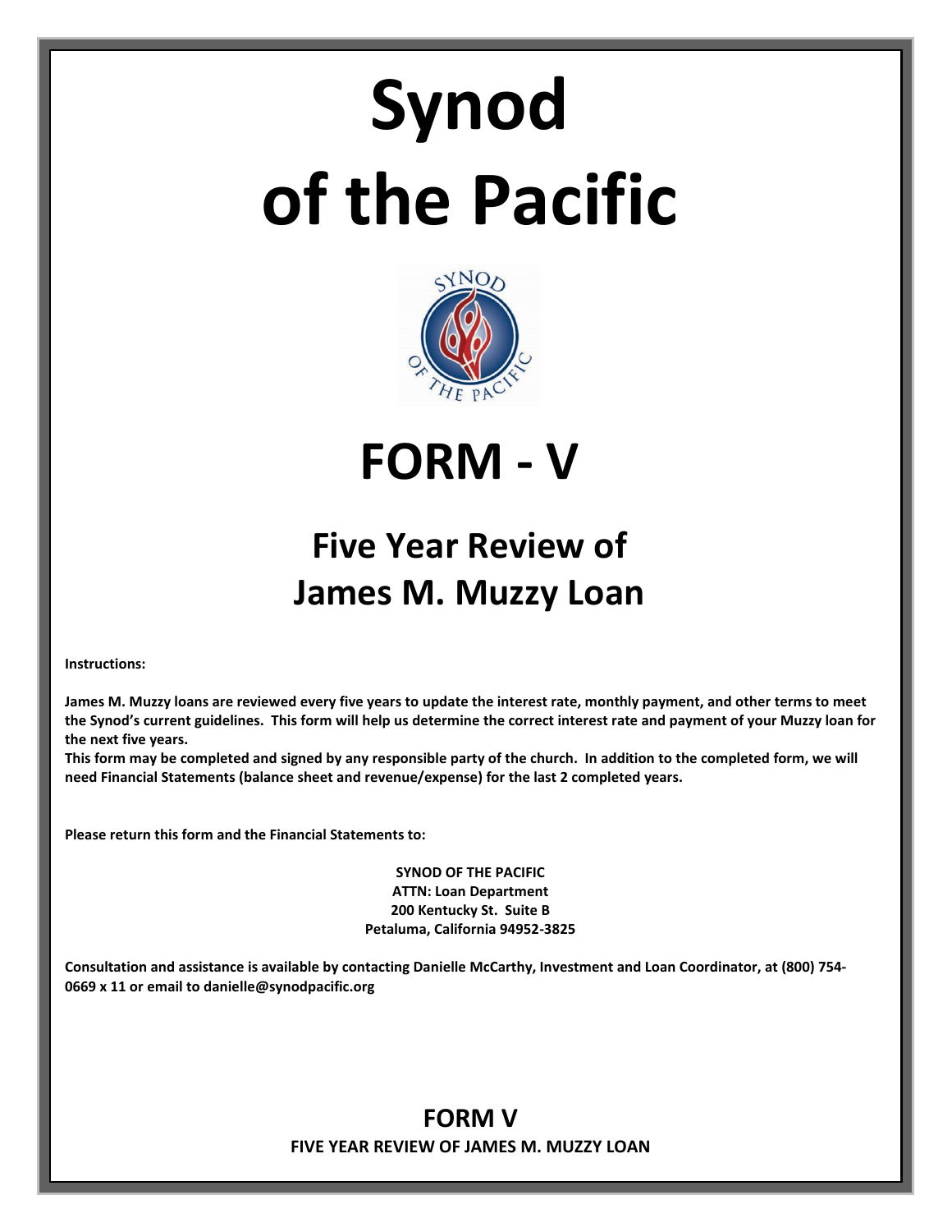# Synod of the Pacific

# FORM - V

## Five Year Review of James M. Muzzy Loan

**Instructions:**

**James M. Muzzy loans are reviewed every five years to update the interest rate, monthly payment, and other terms to meet the Synod's current guidelines. This form will help us determine the correct interest rate and payment of your Muzzy loan for the next five years.**
**This form may be completed and signed by any responsible party of the church. In addition to the completed form, we will need Financial Statements (balance sheet and revenue/expense) for the last 2 completed years.**

**Please return this form and the Financial Statements to:**

**SYNOD OF THE PACIFIC**
**ATTN: Loan Department**
**200 Kentucky St. Suite B**
**Petaluma, California 94952-3825**

**Consultation and assistance is available by contacting Danielle McCarthy, Investment and Loan Coordinator, at (800) 754-0669 x 11 or email to danielle@synodpacific.org**

## FORM V

**FIVE YEAR REVIEW OF JAMES M. MUZZY LOAN**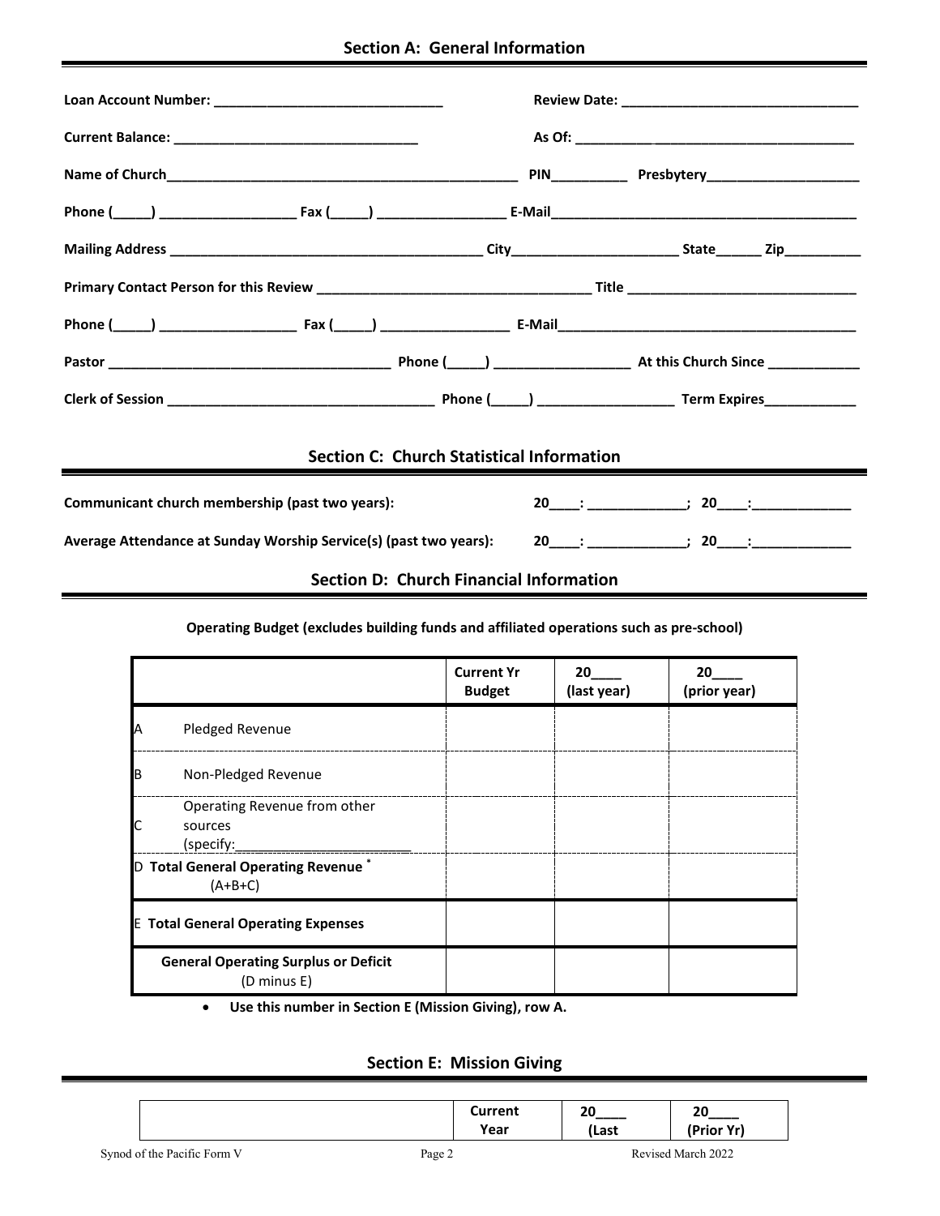## Section A: General Information

**Loan Account Number: ______________________________**

**Review Date: ______________________________**

**Current Balance: ______________________________**

**As Of: ______________________________**

**Name of Church______________________________________________ PIN__________ Presbytery____________________**

**Phone (_____) __________________ Fax (_____) _________________ E-Mail________________________________________**

**Mailing Address ________________________________________ City______________________ State______ Zip__________**

**Primary Contact Person for this Review ___________________________________ Title ______________________________**

**Phone (_____) __________________ Fax (_____) _________________ E-Mail_______________________________________**

**Pastor ____________________________________ Phone (_____) __________________ At this Church Since ____________**

**Clerk of Session __________________________________ Phone (_____) __________________ Term Expires____________**

## Section C: Church Statistical Information

**Communicant church membership (past two years):** **20____: _____________; 20____:_____________**

**Average Attendance at Sunday Worship Service(s) (past two years):** **20____: _____________; 20____:_____________**

## Section D: Church Financial Information

**Operating Budget (excludes building funds and affiliated operations such as pre-school)**

| | Current Yr Budget | 20____ (last year) | 20____ (prior year) |
|---|---|---|---|
| A Pledged Revenue | | | |
| B Non-Pledged Revenue | | | |
| C Operating Revenue from other sources (specify:______________________ | | | |
| D **Total General Operating Revenue** * (A+B+C) | | | |
| E **Total General Operating Expenses** | | | |
| **General Operating Surplus or Deficit** (D minus E) | | | |

- **Use this number in Section E (Mission Giving), row A.**

## Section E: Mission Giving

| | Current Year | 20____ (Last | 20____ (Prior Yr) |
|---|---|---|---|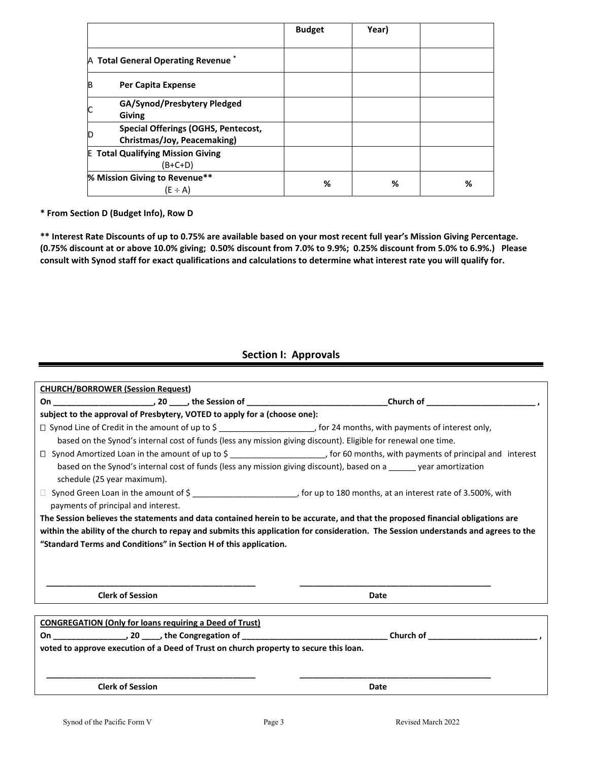| | Budget | Year) | |
|---|---|---|---|
| A **Total General Operating Revenue** * | | | |
| B **Per Capita Expense** | | | |
| C **GA/Synod/Presbytery Pledged Giving** | | | |
| D **Special Offerings (OGHS, Pentecost, Christmas/Joy, Peacemaking)** | | | |
| E **Total Qualifying Mission Giving** (B+C+D) | | | |
| **% Mission Giving to Revenue**** (E ÷ A) | % | % | % |

**\* From Section D (Budget Info), Row D**

**\*\* Interest Rate Discounts of up to 0.75% are available based on your most recent full year's Mission Giving Percentage. (0.75% discount at or above 10.0% giving; 0.50% discount from 7.0% to 9.9%; 0.25% discount from 5.0% to 6.9%.) Please consult with Synod staff for exact qualifications and calculations to determine what interest rate you will qualify for.**

## Section I: Approvals

**CHURCH/BORROWER (Session Request)**

**On ______________________, 20 ____, the Session of _______________________________Church of ________________________ ,**
**subject to the approval of Presbytery, VOTED to apply for a (choose one):**

☐ Synod Line of Credit in the amount of up to $ _____________________, for 24 months, with payments of interest only, based on the Synod's internal cost of funds (less any mission giving discount). Eligible for renewal one time.

☐ Synod Amortized Loan in the amount of up to $ _____________________, for 60 months, with payments of principal and interest based on the Synod's internal cost of funds (less any mission giving discount), based on a ______ year amortization schedule (25 year maximum).

☐ Synod Green Loan in the amount of $ _______________________, for up to 180 months, at an interest rate of 3.500%, with payments of principal and interest.

**The Session believes the statements and data contained herein to be accurate, and that the proposed financial obligations are within the ability of the church to repay and submits this application for consideration. The Session understands and agrees to the "Standard Terms and Conditions" in Section H of this application.**

_______________________________________ &nbsp;&nbsp;&nbsp; _______________________________________
**Clerk of Session** &nbsp;&nbsp;&nbsp; **Date**

**CONGREGATION (Only for loans requiring a Deed of Trust)**

**On ________________, 20 ____, the Congregation of ________________________________ Church of ________________________ ,**
**voted to approve execution of a Deed of Trust on church property to secure this loan.**

_______________________________________ &nbsp;&nbsp;&nbsp; _______________________________________
**Clerk of Session** &nbsp;&nbsp;&nbsp; **Date**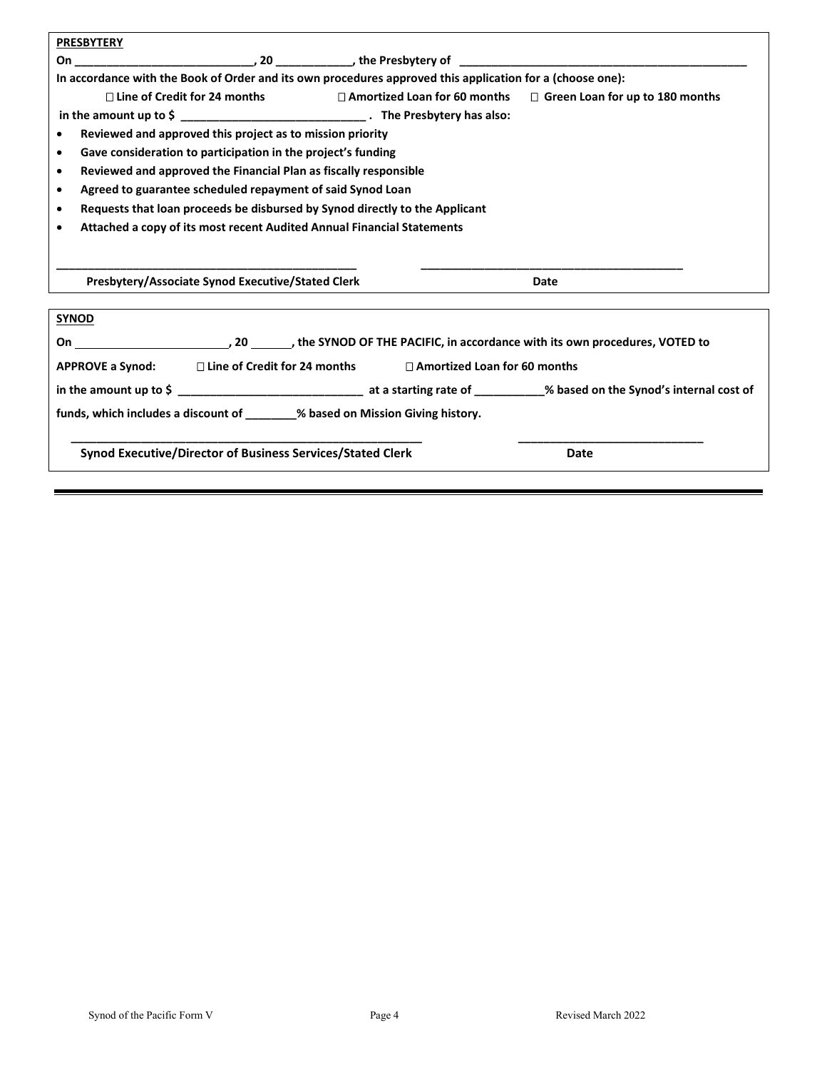**PRESBYTERY**

**On ___________________________, 20 ___________, the Presbytery of _____________________________________________**

**In accordance with the Book of Order and its own procedures approved this application for a (choose one):**

**☐ Line of Credit for 24 months ☐ Amortized Loan for 60 months ☐ Green Loan for up to 180 months**

**in the amount up to $ ____________________________ . The Presbytery has also:**

- **Reviewed and approved this project as to mission priority**
- **Gave consideration to participation in the project's funding**
- **Reviewed and approved the Financial Plan as fiscally responsible**
- **Agreed to guarantee scheduled repayment of said Synod Loan**
- **Requests that loan proceeds be disbursed by Synod directly to the Applicant**
- **Attached a copy of its most recent Audited Annual Financial Statements**

**_______________________________________________ _________________________________________**

**Presbytery/Associate Synod Executive/Stated Clerk Date**

**SYNOD**

**On ________________________, 20 ______, the SYNOD OF THE PACIFIC, in accordance with its own procedures, VOTED to**

**APPROVE a Synod: ☐ Line of Credit for 24 months ☐ Amortized Loan for 60 months**

**in the amount up to $ ____________________________ at a starting rate of ___________% based on the Synod's internal cost of funds, which includes a discount of ________% based on Mission Giving history.**

**_______________________________________________________ ____________________________**

**Synod Executive/Director of Business Services/Stated Clerk Date**

Synod of the Pacific Form V Revised March 2022